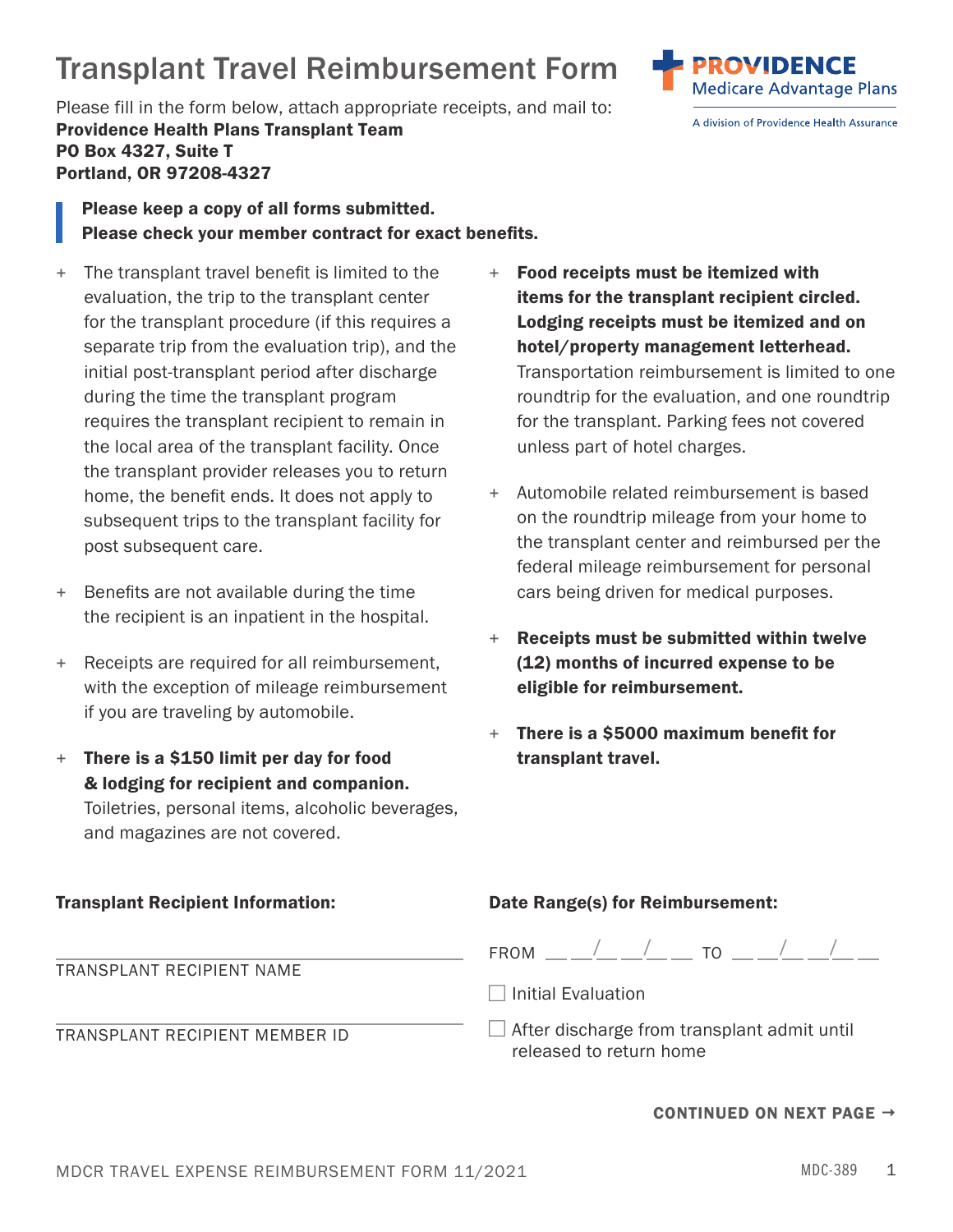# Transplant Travel Reimbursement Form

PROVIDENCE Medicare Advantage Plans
A division of Providence Health Assurance

Please fill in the form below, attach appropriate receipts, and mail to:
**Providence Health Plans Transplant Team**
**PO Box 4327, Suite T**
**Portland, OR 97208-4327**

> **Please keep a copy of all forms submitted.**
> **Please check your member contract for exact benefits.**

- The transplant travel benefit is limited to the evaluation, the trip to the transplant center for the transplant procedure (if this requires a separate trip from the evaluation trip), and the initial post-transplant period after discharge during the time the transplant program requires the transplant recipient to remain in the local area of the transplant facility. Once the transplant provider releases you to return home, the benefit ends. It does not apply to subsequent trips to the transplant facility for post subsequent care.
- Benefits are not available during the time the recipient is an inpatient in the hospital.
- Receipts are required for all reimbursement, with the exception of mileage reimbursement if you are traveling by automobile.
- **There is a $150 limit per day for food & lodging for recipient and companion.** Toiletries, personal items, alcoholic beverages, and magazines are not covered.
- **Food receipts must be itemized with items for the transplant recipient circled. Lodging receipts must be itemized and on hotel/property management letterhead.** Transportation reimbursement is limited to one roundtrip for the evaluation, and one roundtrip for the transplant. Parking fees not covered unless part of hotel charges.
- Automobile related reimbursement is based on the roundtrip mileage from your home to the transplant center and reimbursed per the federal mileage reimbursement for personal cars being driven for medical purposes.
- **Receipts must be submitted within twelve (12) months of incurred expense to be eligible for reimbursement.**
- **There is a $5000 maximum benefit for transplant travel.**

**Transplant Recipient Information:**

______________________________
TRANSPLANT RECIPIENT NAME

______________________________
TRANSPLANT RECIPIENT MEMBER ID

**Date Range(s) for Reimbursement:**

FROM __ __/__ __/__ __ TO __ __/__ __/__ __

☐ Initial Evaluation

☐ After discharge from transplant admit until released to return home

**CONTINUED ON NEXT PAGE →**

MDCR TRAVEL EXPENSE REIMBURSEMENT FORM 11/2021 MDC-389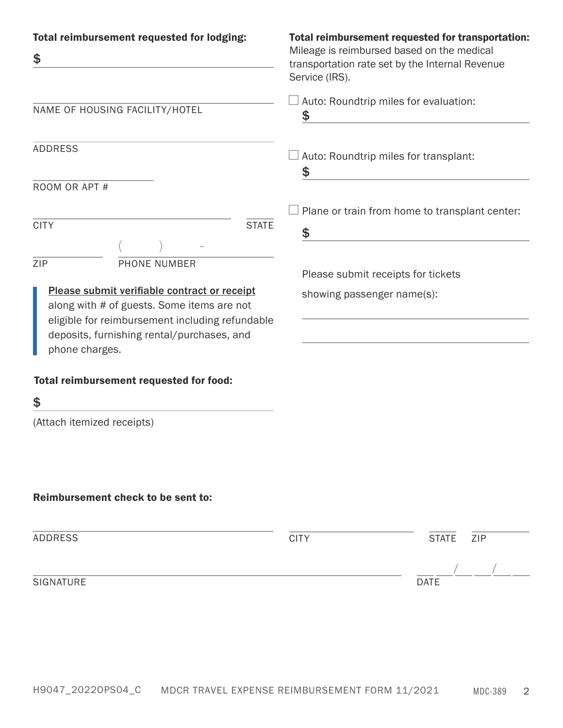**Total reimbursement requested for lodging:**

$ ______________________

NAME OF HOUSING FACILITY/HOTEL

ADDRESS

ROOM OR APT #

CITY STATE

ZIP PHONE NUMBER ( ) -

<u>Please submit verifiable contract or receipt</u> along with # of guests. Some items are not eligible for reimbursement including refundable deposits, furnishing rental/purchases, and phone charges.

**Total reimbursement requested for food:**

$ ______________________

(Attach itemized receipts)

**Total reimbursement requested for transportation:**

Mileage is reimbursed based on the medical transportation rate set by the Internal Revenue Service (IRS).

☐ Auto: Roundtrip miles for evaluation:
$ ______________________

☐ Auto: Roundtrip miles for transplant:
$ ______________________

☐ Plane or train from home to transplant center:
$ ______________________

Please submit receipts for tickets showing passenger name(s):

______________________

______________________

**Reimbursement check to be sent to:**

ADDRESS CITY STATE ZIP

SIGNATURE DATE __ __/__ __/__ __

H9047_2022OPS04_C MDCR TRAVEL EXPENSE REIMBURSEMENT FORM 11/2021 MDC-389